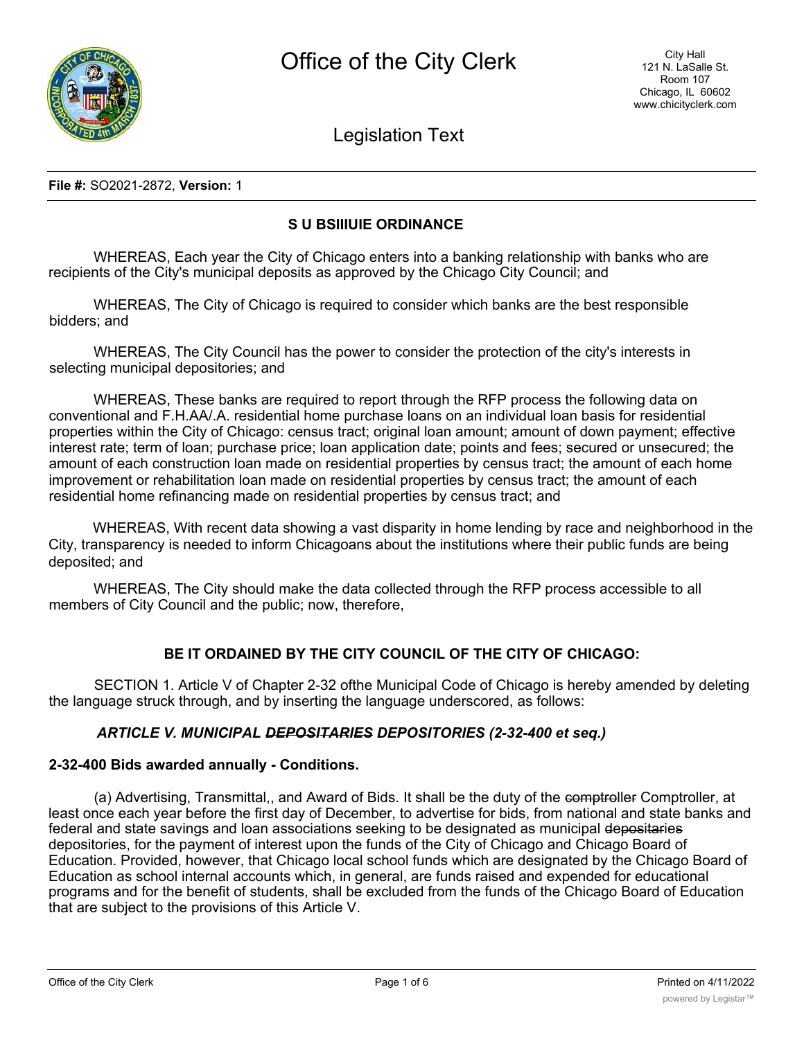**File #:** SO2021-2872, **Version:** 1

## S U BSIIIUIE ORDINANCE

WHEREAS, Each year the City of Chicago enters into a banking relationship with banks who are recipients of the City's municipal deposits as approved by the Chicago City Council; and

WHEREAS, The City of Chicago is required to consider which banks are the best responsible bidders; and

WHEREAS, The City Council has the power to consider the protection of the city's interests in selecting municipal depositories; and

WHEREAS, These banks are required to report through the RFP process the following data on conventional and F.H.AA/.A. residential home purchase loans on an individual loan basis for residential properties within the City of Chicago: census tract; original loan amount; amount of down payment; effective interest rate; term of loan; purchase price; loan application date; points and fees; secured or unsecured; the amount of each construction loan made on residential properties by census tract; the amount of each home improvement or rehabilitation loan made on residential properties by census tract; the amount of each residential home refinancing made on residential properties by census tract; and

WHEREAS, With recent data showing a vast disparity in home lending by race and neighborhood in the City, transparency is needed to inform Chicagoans about the institutions where their public funds are being deposited; and

WHEREAS, The City should make the data collected through the RFP process accessible to all members of City Council and the public; now, therefore,

**BE IT ORDAINED BY THE CITY COUNCIL OF THE CITY OF CHICAGO:**

SECTION 1. Article V of Chapter 2-32 ofthe Municipal Code of Chicago is hereby amended by deleting the language struck through, and by inserting the language underscored, as follows:

***ARTICLE V. MUNICIPAL ~~DEPOSITARIES~~ DEPOSITORIES (2-32-400 et seq.)***

**2-32-400 Bids awarded annually - Conditions.**

(a) Advertising, Transmittal,, and Award of Bids. It shall be the duty of the ~~comptroller~~ Comptroller, at least once each year before the first day of December, to advertise for bids, from national and state banks and federal and state savings and loan associations seeking to be designated as municipal ~~depositaries~~ depositories, for the payment of interest upon the funds of the City of Chicago and Chicago Board of Education. Provided, however, that Chicago local school funds which are designated by the Chicago Board of Education as school internal accounts which, in general, are funds raised and expended for educational programs and for the benefit of students, shall be excluded from the funds of the Chicago Board of Education that are subject to the provisions of this Article V.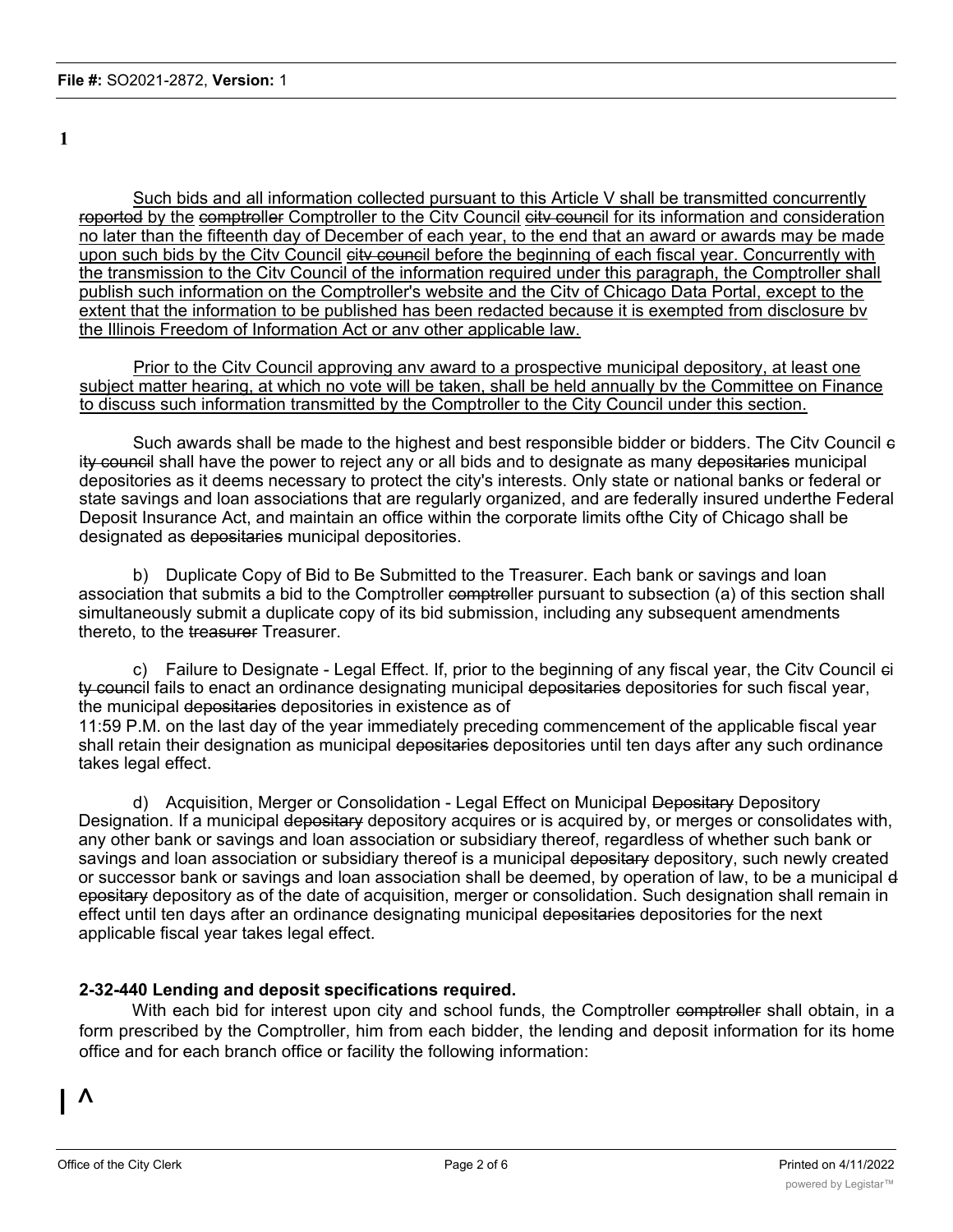**File #:** SO2021-2872, **Version:** 1

**1**

Such bids and all information collected pursuant to this Article V shall be transmitted concurrently roportod by the comptroller Comptroller to the Citv Council citv council for its information and consideration no later than the fifteenth day of December of each year, to the end that an award or awards may be made upon such bids by the Citv Council citv council before the beginning of each fiscal year. Concurrently with the transmission to the Citv Council of the information required under this paragraph, the Comptroller shall publish such information on the Comptroller's website and the Citv of Chicago Data Portal, except to the extent that the information to be published has been redacted because it is exempted from disclosure bv the Illinois Freedom of Information Act or anv other applicable law.

Prior to the Citv Council approving anv award to a prospective municipal depository, at least one subject matter hearing, at which no vote will be taken, shall be held annually bv the Committee on Finance to discuss such information transmitted by the Comptroller to the City Council under this section.

Such awards shall be made to the highest and best responsible bidder or bidders. The Citv Council c ity council shall have the power to reject any or all bids and to designate as many depositaries municipal depositories as it deems necessary to protect the city's interests. Only state or national banks or federal or state savings and loan associations that are regularly organized, and are federally insured underthe Federal Deposit Insurance Act, and maintain an office within the corporate limits ofthe City of Chicago shall be designated as depositaries municipal depositories.

b) Duplicate Copy of Bid to Be Submitted to the Treasurer. Each bank or savings and loan association that submits a bid to the Comptroller comptroller pursuant to subsection (a) of this section shall simultaneously submit a duplicate copy of its bid submission, including any subsequent amendments thereto, to the treasurer Treasurer.

c) Failure to Designate - Legal Effect. If, prior to the beginning of any fiscal year, the Citv Council ci ty council fails to enact an ordinance designating municipal depositaries depositories for such fiscal year, the municipal depositaries depositories in existence as of 11:59 P.M. on the last day of the year immediately preceding commencement of the applicable fiscal year shall retain their designation as municipal depositaries depositories until ten days after any such ordinance takes legal effect.

d) Acquisition, Merger or Consolidation - Legal Effect on Municipal Depositary Depository Designation. If a municipal depositary depository acquires or is acquired by, or merges or consolidates with, any other bank or savings and loan association or subsidiary thereof, regardless of whether such bank or savings and loan association or subsidiary thereof is a municipal depositary depository, such newly created or successor bank or savings and loan association shall be deemed, by operation of law, to be a municipal d epositary depository as of the date of acquisition, merger or consolidation. Such designation shall remain in effect until ten days after an ordinance designating municipal depositaries depositories for the next applicable fiscal year takes legal effect.

**2-32-440 Lending and deposit specifications required.**

With each bid for interest upon city and school funds, the Comptroller comptroller shall obtain, in a form prescribed by the Comptroller, him from each bidder, the lending and deposit information for its home office and for each branch office or facility the following information:

**| ^**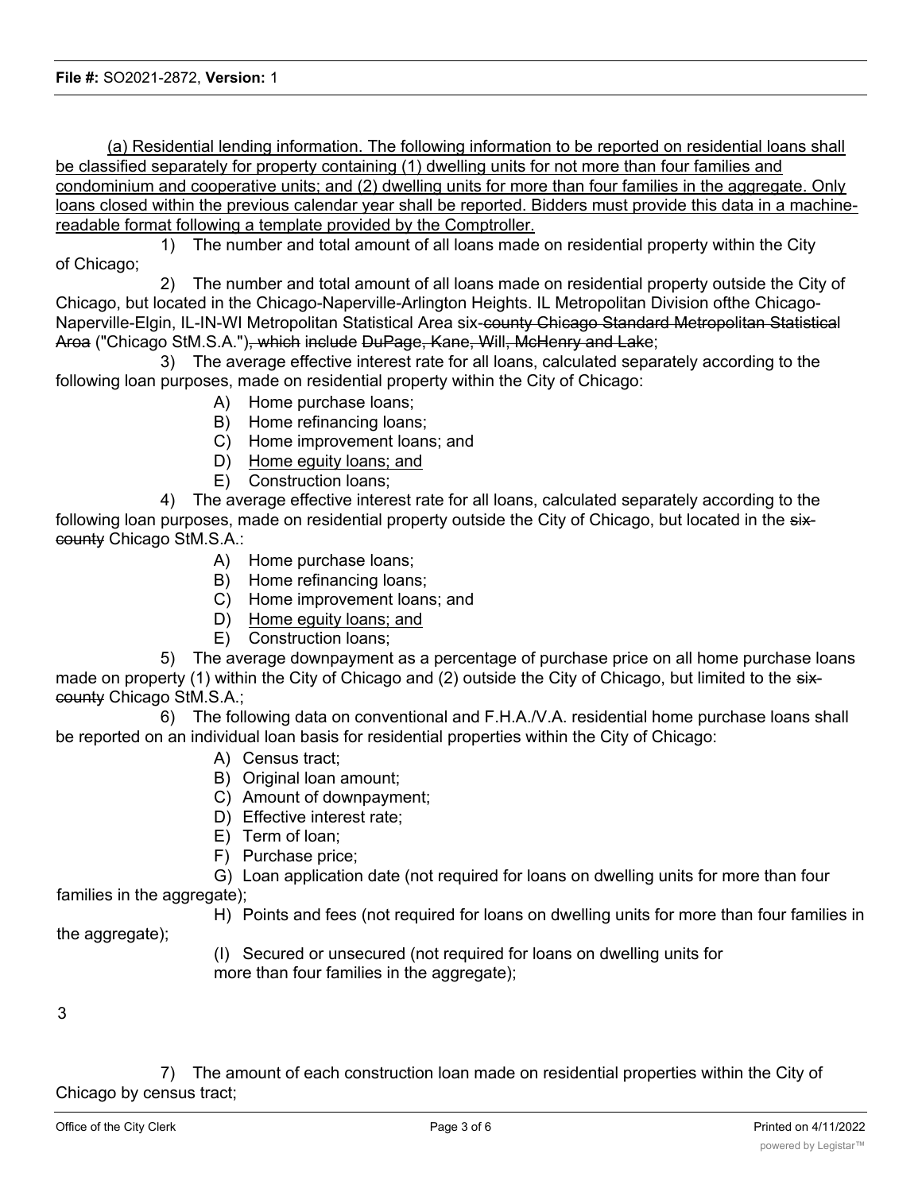(a) Residential lending information. The following information to be reported on residential loans shall be classified separately for property containing (1) dwelling units for not more than four families and condominium and cooperative units; and (2) dwelling units for more than four families in the aggregate. Only loans closed within the previous calendar year shall be reported. Bidders must provide this data in a machine-readable format following a template provided by the Comptroller.

1) The number and total amount of all loans made on residential property within the City of Chicago;

2) The number and total amount of all loans made on residential property outside the City of Chicago, but located in the Chicago-Naperville-Arlington Heights. IL Metropolitan Division ofthe Chicago-Naperville-Elgin, IL-IN-WI Metropolitan Statistical Area six-~~county Chicago Standard Metropolitan Statistical Aroa~~ ("Chicago StM.S.A.")~~, which include DuPage, Kane, Will, McHenry and Lake~~;

3) The average effective interest rate for all loans, calculated separately according to the following loan purposes, made on residential property within the City of Chicago:

A) Home purchase loans;
B) Home refinancing loans;
C) Home improvement loans; and
D) Home eguity loans; and
E) Construction loans;

4) The average effective interest rate for all loans, calculated separately according to the following loan purposes, made on residential property outside the City of Chicago, but located in the ~~six-county~~ Chicago StM.S.A.:

A) Home purchase loans;
B) Home refinancing loans;
C) Home improvement loans; and
D) Home eguity loans; and
E) Construction loans;

5) The average downpayment as a percentage of purchase price on all home purchase loans made on property (1) within the City of Chicago and (2) outside the City of Chicago, but limited to the ~~six-county~~ Chicago StM.S.A.;

6) The following data on conventional and F.H.A./V.A. residential home purchase loans shall be reported on an individual loan basis for residential properties within the City of Chicago:

A) Census tract;
B) Original loan amount;
C) Amount of downpayment;
D) Effective interest rate;
E) Term of loan;
F) Purchase price;
G) Loan application date (not required for loans on dwelling units for more than four families in the aggregate);
H) Points and fees (not required for loans on dwelling units for more than four families in the aggregate);
(I) Secured or unsecured (not required for loans on dwelling units for more than four families in the aggregate);

7) The amount of each construction loan made on residential properties within the City of Chicago by census tract;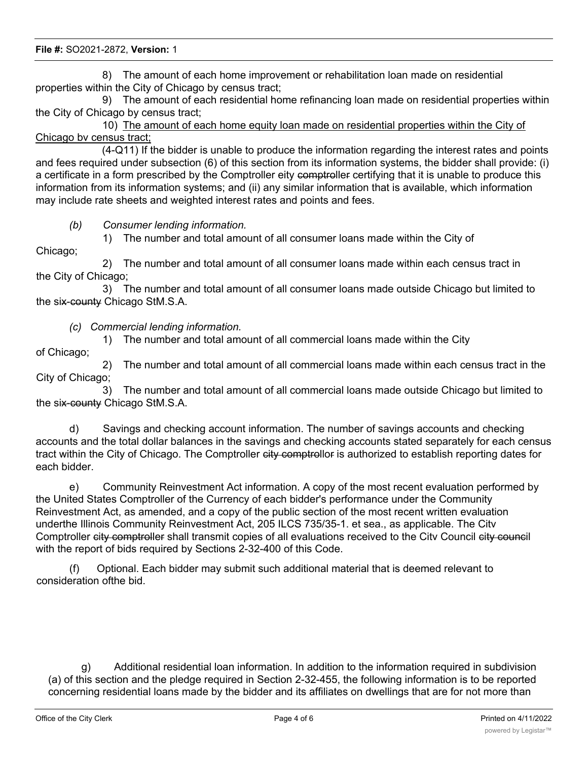8) The amount of each home improvement or rehabilitation loan made on residential properties within the City of Chicago by census tract;

9) The amount of each residential home refinancing loan made on residential properties within the City of Chicago by census tract;

10) <u>The amount of each home equity loan made on residential properties within the City of Chicago bv census tract;</u>

(4-Q11) If the bidder is unable to produce the information regarding the interest rates and points and fees required under subsection (6) of this section from its information systems, the bidder shall provide: (i) a certificate in a form prescribed by the Comptroller eity ~~comptro~~ller certifying that it is unable to produce this information from its information systems; and (ii) any similar information that is available, which information may include rate sheets and weighted interest rates and points and fees.

*(b) Consumer lending information.*

1) The number and total amount of all consumer loans made within the City of Chicago;

2) The number and total amount of all consumer loans made within each census tract in the City of Chicago;

3) The number and total amount of all consumer loans made outside Chicago but limited to the si~~x-county~~ Chicago StM.S.A.

*(c) Commercial lending information.*

1) The number and total amount of all commercial loans made within the City of Chicago;

2) The number and total amount of all commercial loans made within each census tract in the City of Chicago;

3) The number and total amount of all commercial loans made outside Chicago but limited to the si~~x-county~~ Chicago StM.S.A.

d) Savings and checking account information. The number of savings accounts and checking accounts and the total dollar balances in the savings and checking accounts stated separately for each census tract within the City of Chicago. The Comptroller ~~city comptro~~llor is authorized to establish reporting dates for each bidder.

e) Community Reinvestment Act information. A copy of the most recent evaluation performed by the United States Comptroller of the Currency of each bidder's performance under the Community Reinvestment Act, as amended, and a copy of the public section of the most recent written evaluation underthe Illinois Community Reinvestment Act, 205 ILCS 735/35-1. et sea., as applicable. The Citv Comptroller ~~city comptroller~~ shall transmit copies of all evaluations received to the Citv Council ~~city counc~~il with the report of bids required by Sections 2-32-400 of this Code.

(f) Optional. Each bidder may submit such additional material that is deemed relevant to consideration ofthe bid.

g) Additional residential loan information. In addition to the information required in subdivision (a) of this section and the pledge required in Section 2-32-455, the following information is to be reported concerning residential loans made by the bidder and its affiliates on dwellings that are for not more than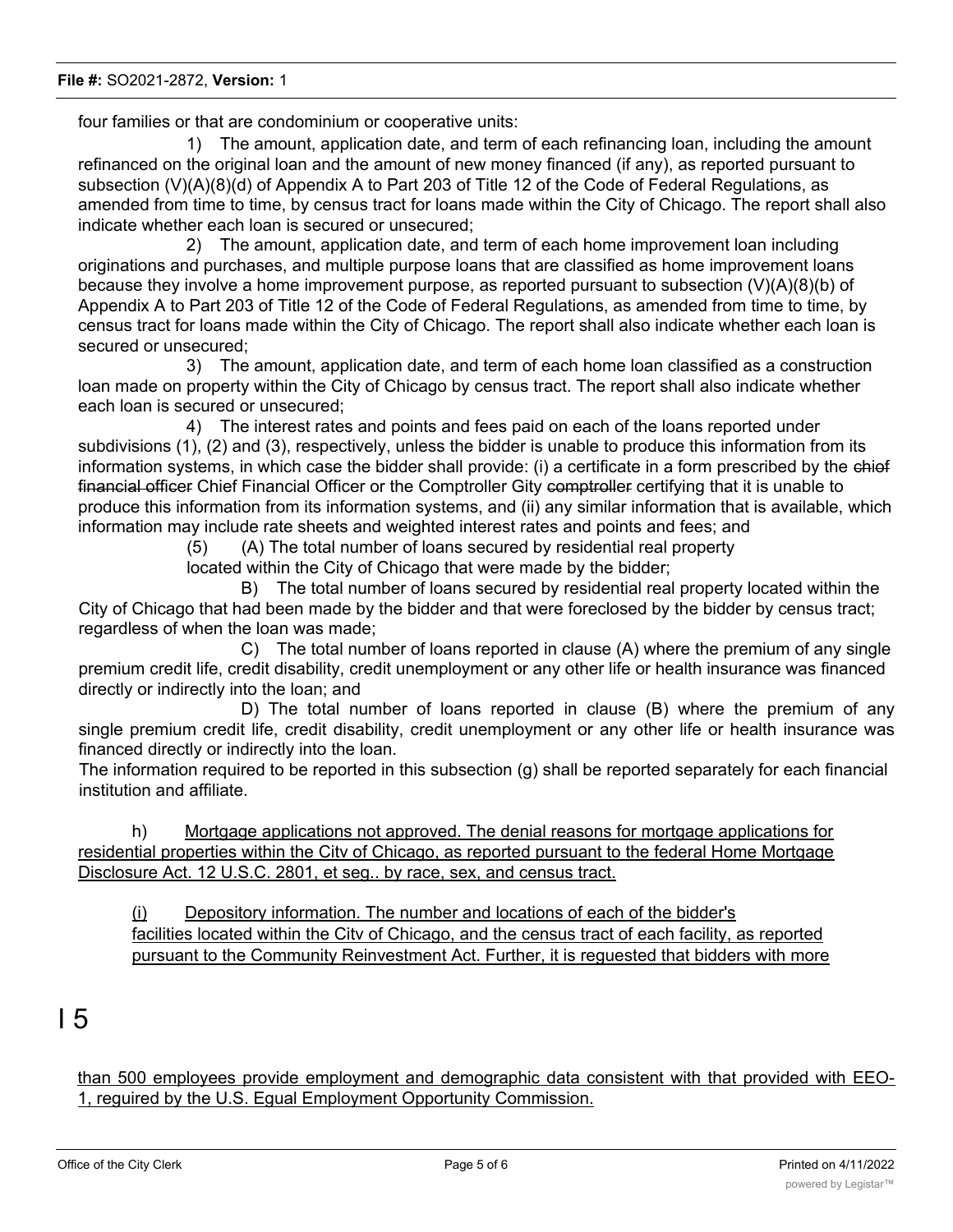four families or that are condominium or cooperative units:

1) The amount, application date, and term of each refinancing loan, including the amount refinanced on the original loan and the amount of new money financed (if any), as reported pursuant to subsection (V)(A)(8)(d) of Appendix A to Part 203 of Title 12 of the Code of Federal Regulations, as amended from time to time, by census tract for loans made within the City of Chicago. The report shall also indicate whether each loan is secured or unsecured;

2) The amount, application date, and term of each home improvement loan including originations and purchases, and multiple purpose loans that are classified as home improvement loans because they involve a home improvement purpose, as reported pursuant to subsection (V)(A)(8)(b) of Appendix A to Part 203 of Title 12 of the Code of Federal Regulations, as amended from time to time, by census tract for loans made within the City of Chicago. The report shall also indicate whether each loan is secured or unsecured;

3) The amount, application date, and term of each home loan classified as a construction loan made on property within the City of Chicago by census tract. The report shall also indicate whether each loan is secured or unsecured;

4) The interest rates and points and fees paid on each of the loans reported under subdivisions (1), (2) and (3), respectively, unless the bidder is unable to produce this information from its information systems, in which case the bidder shall provide: (i) a certificate in a form prescribed by the ~~chief financial officer~~ Chief Financial Officer or the Comptroller Gity ~~comptroller~~ certifying that it is unable to produce this information from its information systems, and (ii) any similar information that is available, which information may include rate sheets and weighted interest rates and points and fees; and

(5) (A) The total number of loans secured by residential real property located within the City of Chicago that were made by the bidder;

B) The total number of loans secured by residential real property located within the City of Chicago that had been made by the bidder and that were foreclosed by the bidder by census tract; regardless of when the loan was made;

C) The total number of loans reported in clause (A) where the premium of any single premium credit life, credit disability, credit unemployment or any other life or health insurance was financed directly or indirectly into the loan; and

D) The total number of loans reported in clause (B) where the premium of any single premium credit life, credit disability, credit unemployment or any other life or health insurance was financed directly or indirectly into the loan.

The information required to be reported in this subsection (g) shall be reported separately for each financial institution and affiliate.

h) <u>Mortgage applications not approved. The denial reasons for mortgage applications for residential properties within the Citv of Chicago, as reported pursuant to the federal Home Mortgage Disclosure Act. 12 U.S.C. 2801, et seg.. by race, sex, and census tract.</u>

<u>(i) Depository information. The number and locations of each of the bidder's facilities located within the Citv of Chicago, and the census tract of each facility, as reported pursuant to the Community Reinvestment Act. Further, it is reguested that bidders with more</u>

I 5

<u>than 500 employees provide employment and demographic data consistent with that provided with EEO-1, reguired by the U.S. Egual Employment Opportunity Commission.</u>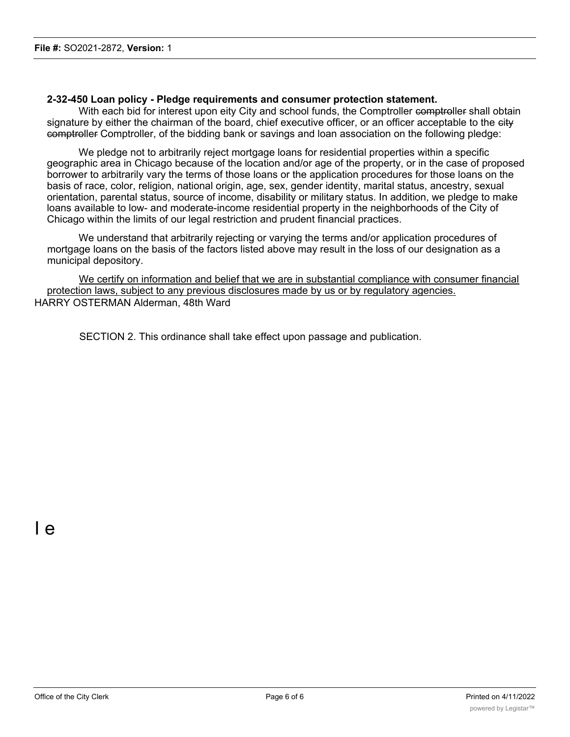**2-32-450 Loan policy - Pledge requirements and consumer protection statement.**

With each bid for interest upon eity City and school funds, the Comptroller ~~comptroller~~ shall obtain signature by either the chairman of the board, chief executive officer, or an officer acceptable to the ~~city comptroller~~ Comptroller, of the bidding bank or savings and loan association on the following pledge:

We pledge not to arbitrarily reject mortgage loans for residential properties within a specific geographic area in Chicago because of the location and/or age of the property, or in the case of proposed borrower to arbitrarily vary the terms of those loans or the application procedures for those loans on the basis of race, color, religion, national origin, age, sex, gender identity, marital status, ancestry, sexual orientation, parental status, source of income, disability or military status. In addition, we pledge to make loans available to low- and moderate-income residential property in the neighborhoods of the City of Chicago within the limits of our legal restriction and prudent financial practices.

We understand that arbitrarily rejecting or varying the terms and/or application procedures of mortgage loans on the basis of the factors listed above may result in the loss of our designation as a municipal depository.

<u>We certify on information and belief that we are in substantial compliance with consumer financial protection laws, subject to any previous disclosures made by us or by regulatory agencies.</u>

HARRY OSTERMAN Alderman, 48th Ward

SECTION 2. This ordinance shall take effect upon passage and publication.

I e